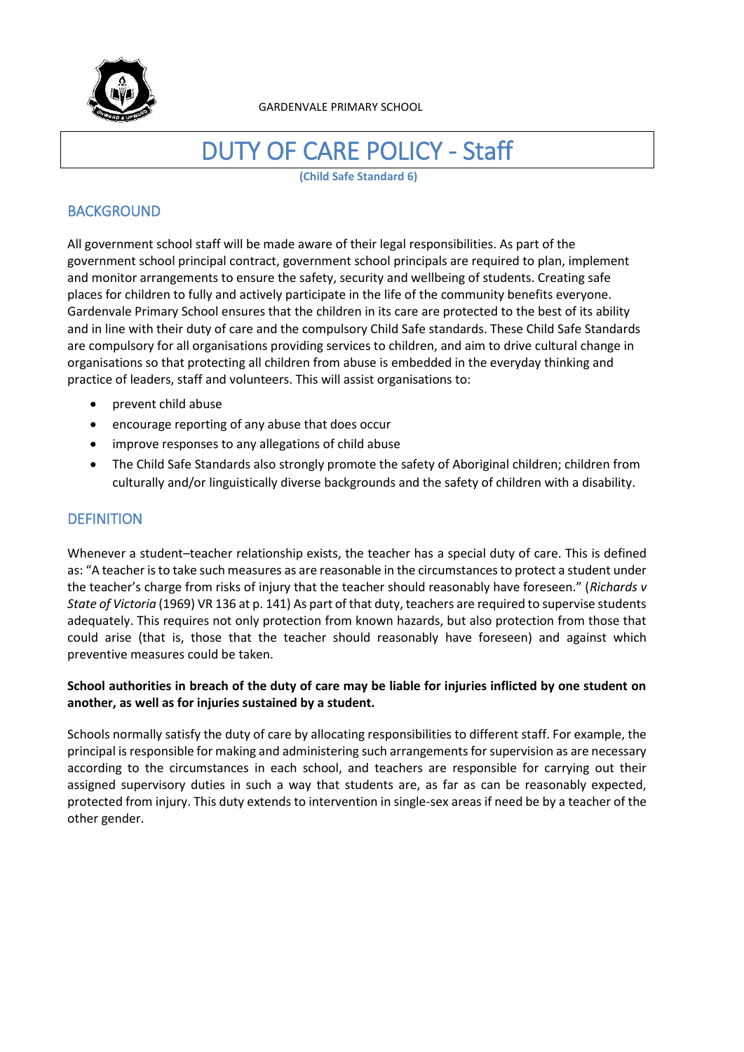GARDENVALE PRIMARY SCHOOL

# DUTY OF CARE POLICY - Staff

**(Child Safe Standard 6)**

## BACKGROUND

All government school staff will be made aware of their legal responsibilities. As part of the government school principal contract, government school principals are required to plan, implement and monitor arrangements to ensure the safety, security and wellbeing of students. Creating safe places for children to fully and actively participate in the life of the community benefits everyone. Gardenvale Primary School ensures that the children in its care are protected to the best of its ability and in line with their duty of care and the compulsory Child Safe standards. These Child Safe Standards are compulsory for all organisations providing services to children, and aim to drive cultural change in organisations so that protecting all children from abuse is embedded in the everyday thinking and practice of leaders, staff and volunteers. This will assist organisations to:

- prevent child abuse
- encourage reporting of any abuse that does occur
- improve responses to any allegations of child abuse
- The Child Safe Standards also strongly promote the safety of Aboriginal children; children from culturally and/or linguistically diverse backgrounds and the safety of children with a disability.

## DEFINITION

Whenever a student–teacher relationship exists, the teacher has a special duty of care. This is defined as: "A teacher is to take such measures as are reasonable in the circumstances to protect a student under the teacher's charge from risks of injury that the teacher should reasonably have foreseen." (*Richards v State of Victoria* (1969) VR 136 at p. 141) As part of that duty, teachers are required to supervise students adequately. This requires not only protection from known hazards, but also protection from those that could arise (that is, those that the teacher should reasonably have foreseen) and against which preventive measures could be taken.

**School authorities in breach of the duty of care may be liable for injuries inflicted by one student on another, as well as for injuries sustained by a student.**

Schools normally satisfy the duty of care by allocating responsibilities to different staff. For example, the principal is responsible for making and administering such arrangements for supervision as are necessary according to the circumstances in each school, and teachers are responsible for carrying out their assigned supervisory duties in such a way that students are, as far as can be reasonably expected, protected from injury. This duty extends to intervention in single-sex areas if need be by a teacher of the other gender.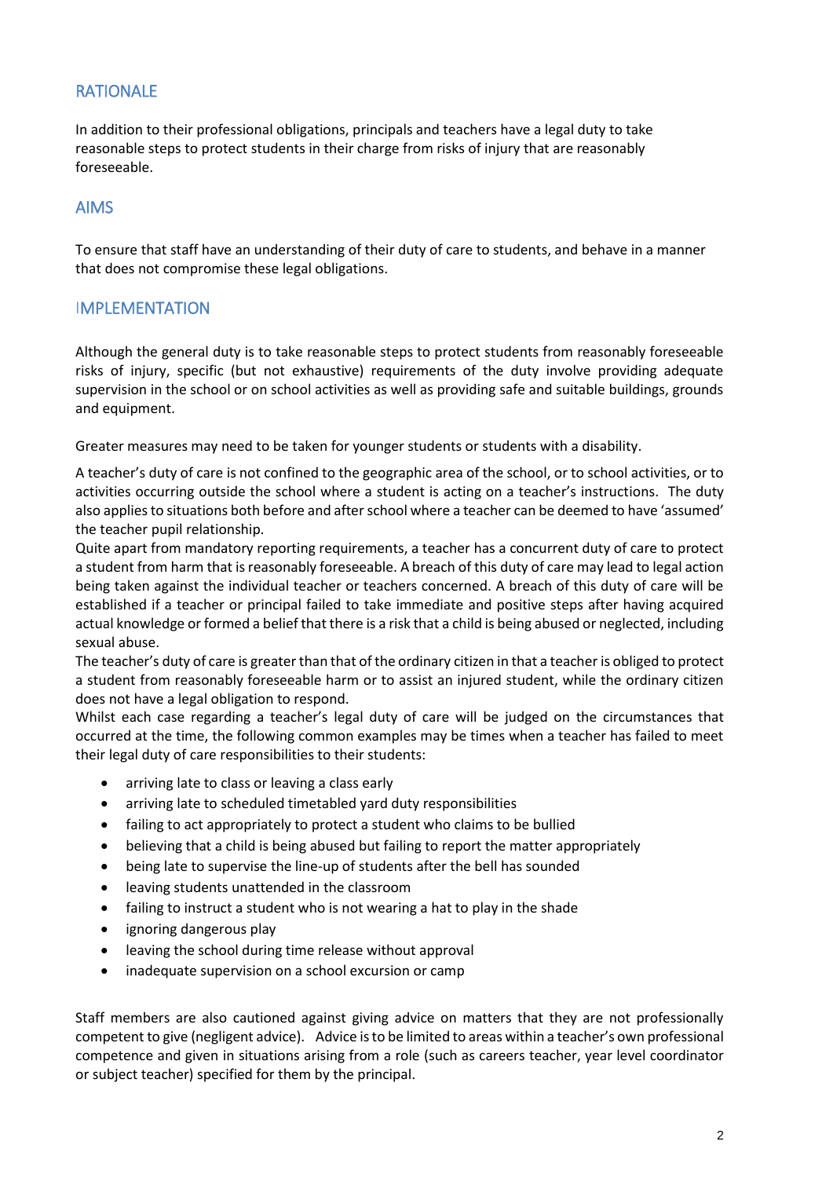## RATIONALE

In addition to their professional obligations, principals and teachers have a legal duty to take reasonable steps to protect students in their charge from risks of injury that are reasonably foreseeable.

## AIMS

To ensure that staff have an understanding of their duty of care to students, and behave in a manner that does not compromise these legal obligations.

## IMPLEMENTATION

Although the general duty is to take reasonable steps to protect students from reasonably foreseeable risks of injury, specific (but not exhaustive) requirements of the duty involve providing adequate supervision in the school or on school activities as well as providing safe and suitable buildings, grounds and equipment.

Greater measures may need to be taken for younger students or students with a disability.

A teacher's duty of care is not confined to the geographic area of the school, or to school activities, or to activities occurring outside the school where a student is acting on a teacher's instructions. The duty also applies to situations both before and after school where a teacher can be deemed to have 'assumed' the teacher pupil relationship.

Quite apart from mandatory reporting requirements, a teacher has a concurrent duty of care to protect a student from harm that is reasonably foreseeable. A breach of this duty of care may lead to legal action being taken against the individual teacher or teachers concerned. A breach of this duty of care will be established if a teacher or principal failed to take immediate and positive steps after having acquired actual knowledge or formed a belief that there is a risk that a child is being abused or neglected, including sexual abuse.

The teacher's duty of care is greater than that of the ordinary citizen in that a teacher is obliged to protect a student from reasonably foreseeable harm or to assist an injured student, while the ordinary citizen does not have a legal obligation to respond.

Whilst each case regarding a teacher's legal duty of care will be judged on the circumstances that occurred at the time, the following common examples may be times when a teacher has failed to meet their legal duty of care responsibilities to their students:

- arriving late to class or leaving a class early
- arriving late to scheduled timetabled yard duty responsibilities
- failing to act appropriately to protect a student who claims to be bullied
- believing that a child is being abused but failing to report the matter appropriately
- being late to supervise the line-up of students after the bell has sounded
- leaving students unattended in the classroom
- failing to instruct a student who is not wearing a hat to play in the shade
- ignoring dangerous play
- leaving the school during time release without approval
- inadequate supervision on a school excursion or camp

Staff members are also cautioned against giving advice on matters that they are not professionally competent to give (negligent advice). Advice is to be limited to areas within a teacher's own professional competence and given in situations arising from a role (such as careers teacher, year level coordinator or subject teacher) specified for them by the principal.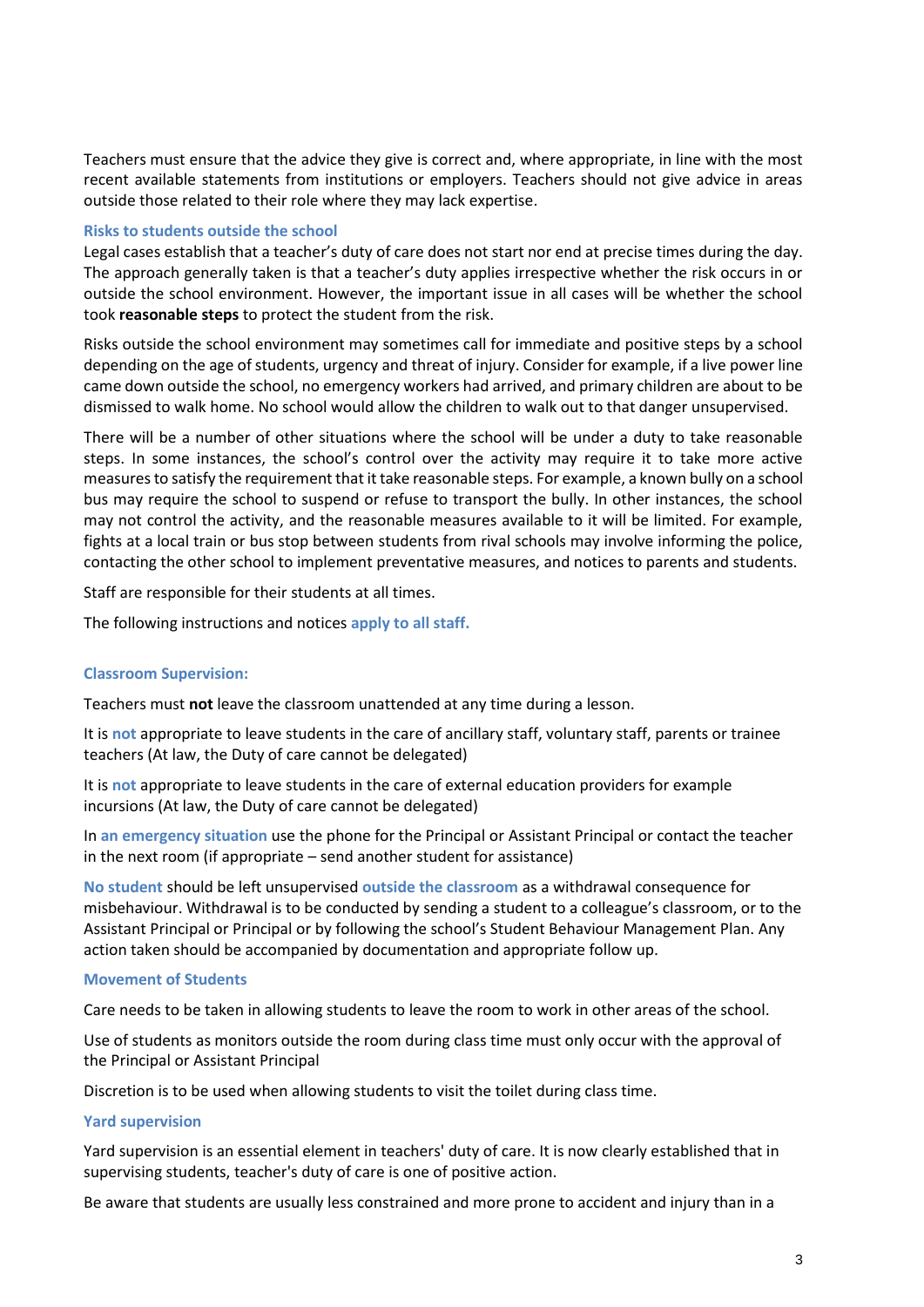Teachers must ensure that the advice they give is correct and, where appropriate, in line with the most recent available statements from institutions or employers. Teachers should not give advice in areas outside those related to their role where they may lack expertise.

### Risks to students outside the school

Legal cases establish that a teacher's duty of care does not start nor end at precise times during the day. The approach generally taken is that a teacher's duty applies irrespective whether the risk occurs in or outside the school environment. However, the important issue in all cases will be whether the school took **reasonable steps** to protect the student from the risk.

Risks outside the school environment may sometimes call for immediate and positive steps by a school depending on the age of students, urgency and threat of injury. Consider for example, if a live power line came down outside the school, no emergency workers had arrived, and primary children are about to be dismissed to walk home. No school would allow the children to walk out to that danger unsupervised.

There will be a number of other situations where the school will be under a duty to take reasonable steps. In some instances, the school's control over the activity may require it to take more active measures to satisfy the requirement that it take reasonable steps. For example, a known bully on a school bus may require the school to suspend or refuse to transport the bully. In other instances, the school may not control the activity, and the reasonable measures available to it will be limited. For example, fights at a local train or bus stop between students from rival schools may involve informing the police, contacting the other school to implement preventative measures, and notices to parents and students.

Staff are responsible for their students at all times.

The following instructions and notices **apply to all staff.**

### Classroom Supervision:

Teachers must **not** leave the classroom unattended at any time during a lesson.

It is **not** appropriate to leave students in the care of ancillary staff, voluntary staff, parents or trainee teachers (At law, the Duty of care cannot be delegated)

It is **not** appropriate to leave students in the care of external education providers for example incursions (At law, the Duty of care cannot be delegated)

In **an emergency situation** use the phone for the Principal or Assistant Principal or contact the teacher in the next room (if appropriate – send another student for assistance)

**No student** should be left unsupervised **outside the classroom** as a withdrawal consequence for misbehaviour. Withdrawal is to be conducted by sending a student to a colleague's classroom, or to the Assistant Principal or Principal or by following the school's Student Behaviour Management Plan. Any action taken should be accompanied by documentation and appropriate follow up.

### Movement of Students

Care needs to be taken in allowing students to leave the room to work in other areas of the school.

Use of students as monitors outside the room during class time must only occur with the approval of the Principal or Assistant Principal

Discretion is to be used when allowing students to visit the toilet during class time.

### Yard supervision

Yard supervision is an essential element in teachers' duty of care. It is now clearly established that in supervising students, teacher's duty of care is one of positive action.

Be aware that students are usually less constrained and more prone to accident and injury than in a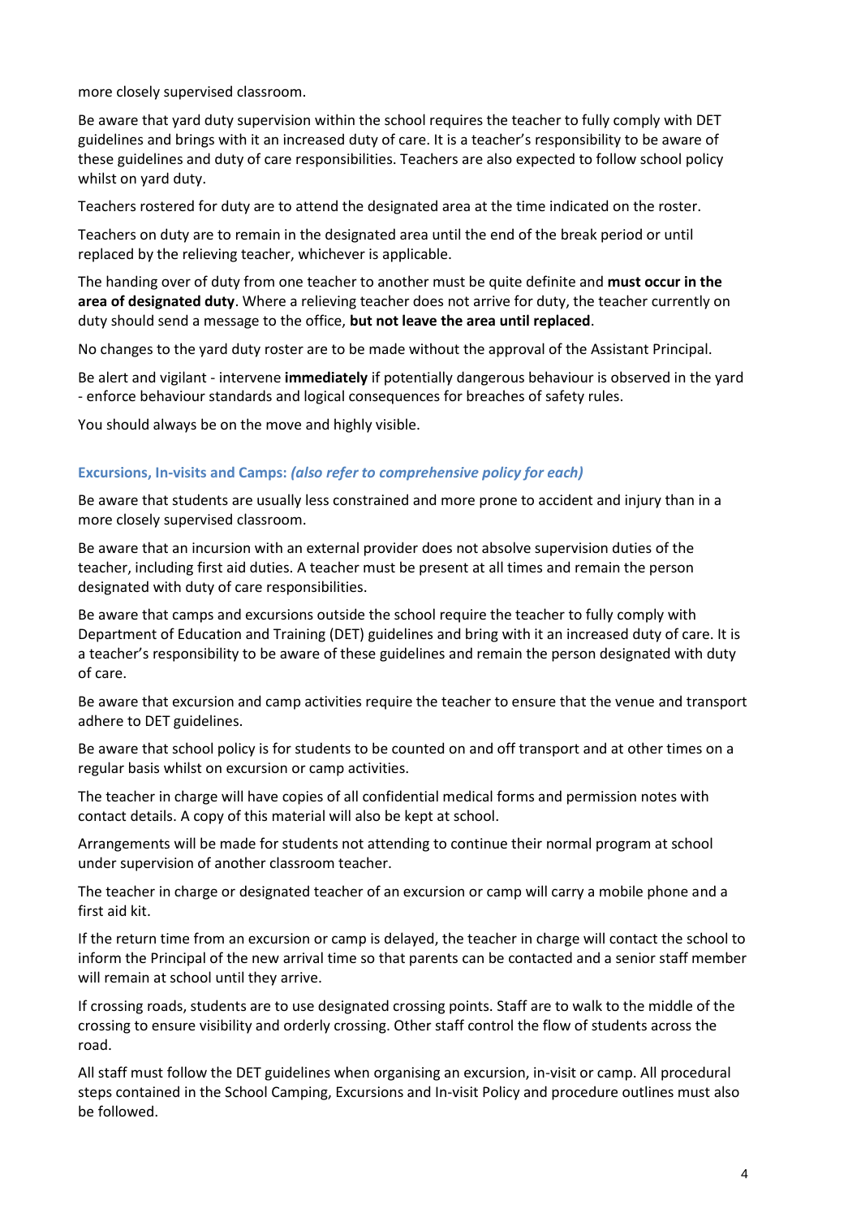more closely supervised classroom.

Be aware that yard duty supervision within the school requires the teacher to fully comply with DET guidelines and brings with it an increased duty of care. It is a teacher's responsibility to be aware of these guidelines and duty of care responsibilities. Teachers are also expected to follow school policy whilst on yard duty.

Teachers rostered for duty are to attend the designated area at the time indicated on the roster.

Teachers on duty are to remain in the designated area until the end of the break period or until replaced by the relieving teacher, whichever is applicable.

The handing over of duty from one teacher to another must be quite definite and **must occur in the area of designated duty**. Where a relieving teacher does not arrive for duty, the teacher currently on duty should send a message to the office, **but not leave the area until replaced**.

No changes to the yard duty roster are to be made without the approval of the Assistant Principal.

Be alert and vigilant - intervene **immediately** if potentially dangerous behaviour is observed in the yard - enforce behaviour standards and logical consequences for breaches of safety rules.

You should always be on the move and highly visible.

### Excursions, In-visits and Camps: *(also refer to comprehensive policy for each)*

Be aware that students are usually less constrained and more prone to accident and injury than in a more closely supervised classroom.

Be aware that an incursion with an external provider does not absolve supervision duties of the teacher, including first aid duties. A teacher must be present at all times and remain the person designated with duty of care responsibilities.

Be aware that camps and excursions outside the school require the teacher to fully comply with Department of Education and Training (DET) guidelines and bring with it an increased duty of care. It is a teacher's responsibility to be aware of these guidelines and remain the person designated with duty of care.

Be aware that excursion and camp activities require the teacher to ensure that the venue and transport adhere to DET guidelines.

Be aware that school policy is for students to be counted on and off transport and at other times on a regular basis whilst on excursion or camp activities.

The teacher in charge will have copies of all confidential medical forms and permission notes with contact details. A copy of this material will also be kept at school.

Arrangements will be made for students not attending to continue their normal program at school under supervision of another classroom teacher.

The teacher in charge or designated teacher of an excursion or camp will carry a mobile phone and a first aid kit.

If the return time from an excursion or camp is delayed, the teacher in charge will contact the school to inform the Principal of the new arrival time so that parents can be contacted and a senior staff member will remain at school until they arrive.

If crossing roads, students are to use designated crossing points. Staff are to walk to the middle of the crossing to ensure visibility and orderly crossing. Other staff control the flow of students across the road.

All staff must follow the DET guidelines when organising an excursion, in-visit or camp. All procedural steps contained in the School Camping, Excursions and In-visit Policy and procedure outlines must also be followed.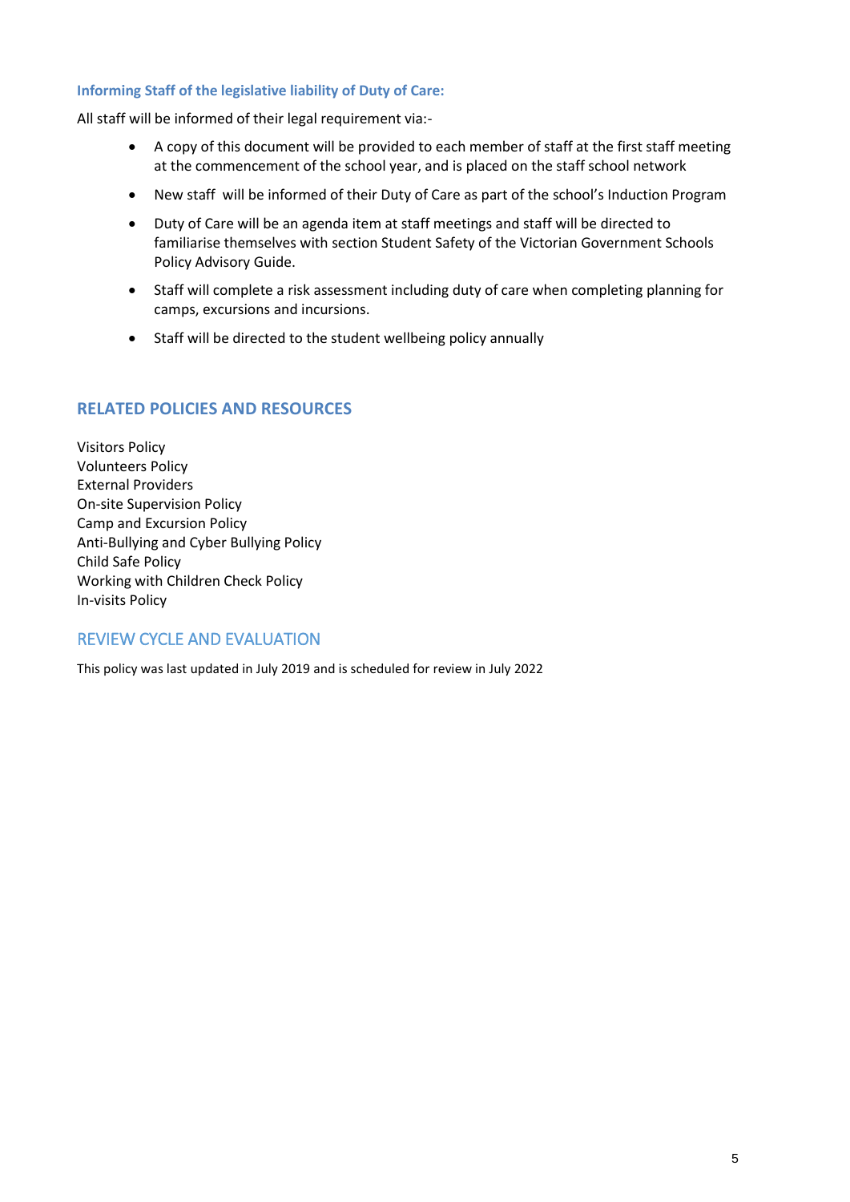### Informing Staff of the legislative liability of Duty of Care:

All staff will be informed of their legal requirement via:-

- A copy of this document will be provided to each member of staff at the first staff meeting at the commencement of the school year, and is placed on the staff school network
- New staff will be informed of their Duty of Care as part of the school's Induction Program
- Duty of Care will be an agenda item at staff meetings and staff will be directed to familiarise themselves with section Student Safety of the Victorian Government Schools Policy Advisory Guide.
- Staff will complete a risk assessment including duty of care when completing planning for camps, excursions and incursions.
- Staff will be directed to the student wellbeing policy annually

## RELATED POLICIES AND RESOURCES

Visitors Policy
Volunteers Policy
External Providers
On-site Supervision Policy
Camp and Excursion Policy
Anti-Bullying and Cyber Bullying Policy
Child Safe Policy
Working with Children Check Policy
In-visits Policy

## REVIEW CYCLE AND EVALUATION

This policy was last updated in July 2019 and is scheduled for review in July 2022